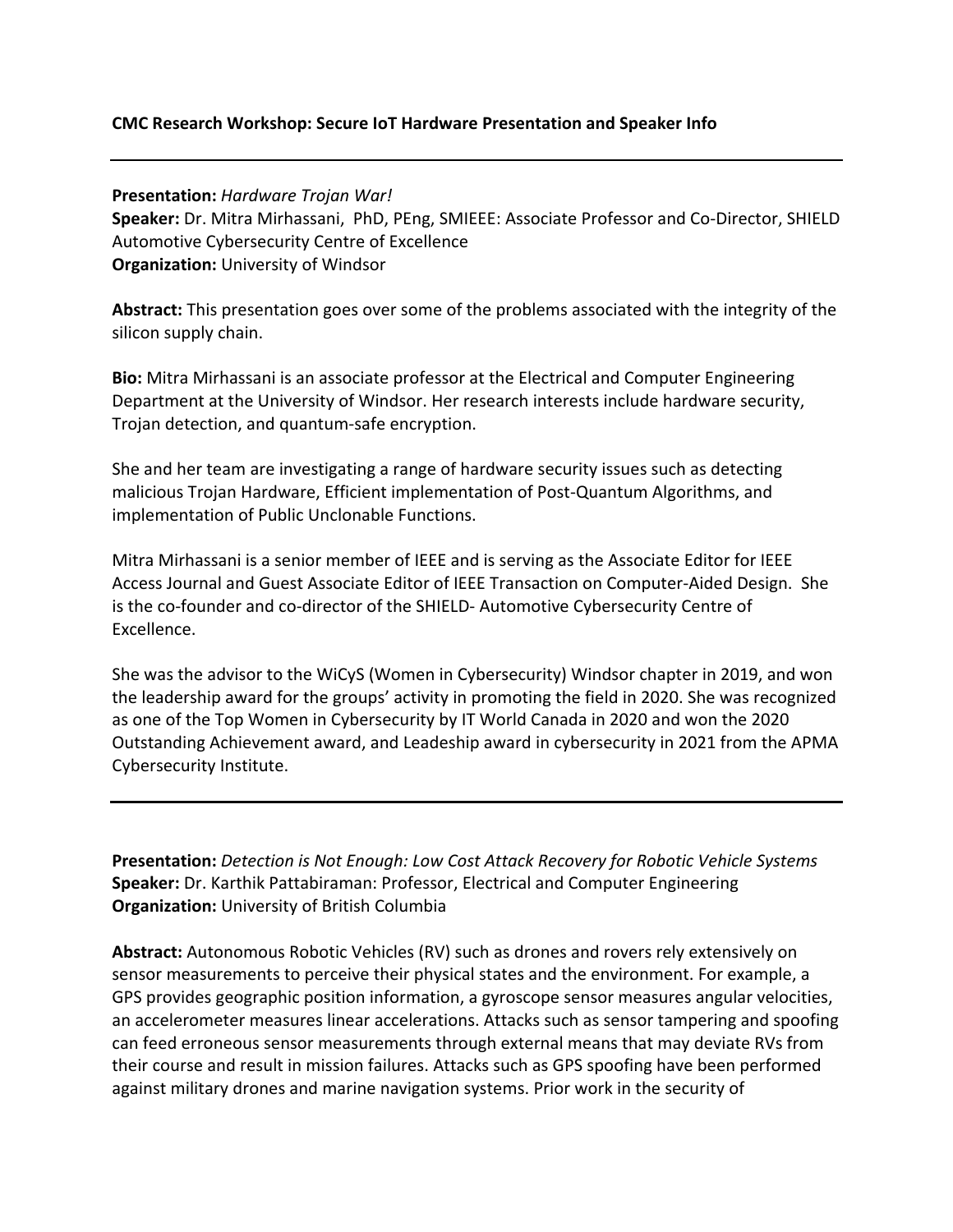**CMC Research Workshop: Secure IoT Hardware Presentation and Speaker Info**

---

**Presentation:** *Hardware Trojan War!*
**Speaker:** Dr. Mitra Mirhassani, PhD, PEng, SMIEEE: Associate Professor and Co-Director, SHIELD Automotive Cybersecurity Centre of Excellence
**Organization:** University of Windsor

**Abstract:** This presentation goes over some of the problems associated with the integrity of the silicon supply chain.

**Bio:** Mitra Mirhassani is an associate professor at the Electrical and Computer Engineering Department at the University of Windsor. Her research interests include hardware security, Trojan detection, and quantum-safe encryption.

She and her team are investigating a range of hardware security issues such as detecting malicious Trojan Hardware, Efficient implementation of Post-Quantum Algorithms, and implementation of Public Unclonable Functions.

Mitra Mirhassani is a senior member of IEEE and is serving as the Associate Editor for IEEE Access Journal and Guest Associate Editor of IEEE Transaction on Computer-Aided Design. She is the co-founder and co-director of the SHIELD- Automotive Cybersecurity Centre of Excellence.

She was the advisor to the WiCyS (Women in Cybersecurity) Windsor chapter in 2019, and won the leadership award for the groups' activity in promoting the field in 2020. She was recognized as one of the Top Women in Cybersecurity by IT World Canada in 2020 and won the 2020 Outstanding Achievement award, and Leadeship award in cybersecurity in 2021 from the APMA Cybersecurity Institute.

---

**Presentation:** *Detection is Not Enough: Low Cost Attack Recovery for Robotic Vehicle Systems*
**Speaker:** Dr. Karthik Pattabiraman: Professor, Electrical and Computer Engineering
**Organization:** University of British Columbia

**Abstract:** Autonomous Robotic Vehicles (RV) such as drones and rovers rely extensively on sensor measurements to perceive their physical states and the environment. For example, a GPS provides geographic position information, a gyroscope sensor measures angular velocities, an accelerometer measures linear accelerations. Attacks such as sensor tampering and spoofing can feed erroneous sensor measurements through external means that may deviate RVs from their course and result in mission failures. Attacks such as GPS spoofing have been performed against military drones and marine navigation systems. Prior work in the security of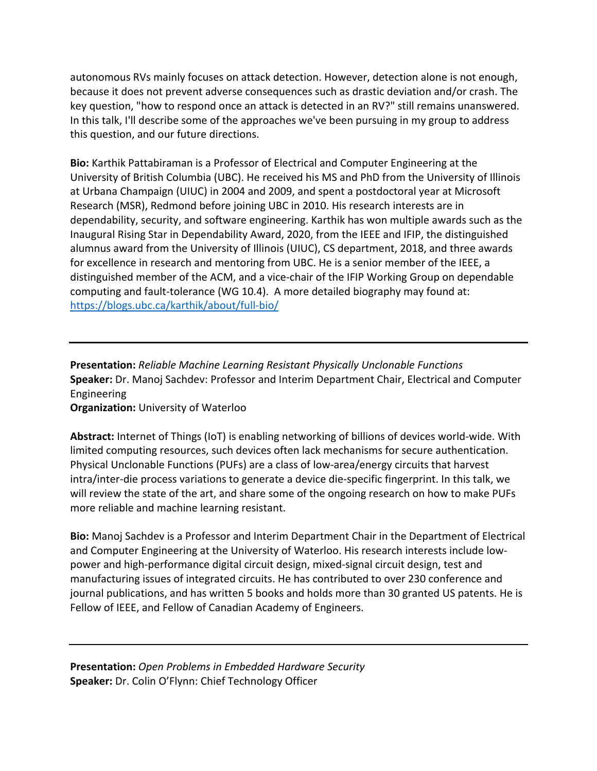autonomous RVs mainly focuses on attack detection. However, detection alone is not enough, because it does not prevent adverse consequences such as drastic deviation and/or crash. The key question, "how to respond once an attack is detected in an RV?" still remains unanswered. In this talk, I'll describe some of the approaches we've been pursuing in my group to address this question, and our future directions.

**Bio:** Karthik Pattabiraman is a Professor of Electrical and Computer Engineering at the University of British Columbia (UBC). He received his MS and PhD from the University of Illinois at Urbana Champaign (UIUC) in 2004 and 2009, and spent a postdoctoral year at Microsoft Research (MSR), Redmond before joining UBC in 2010. His research interests are in dependability, security, and software engineering. Karthik has won multiple awards such as the Inaugural Rising Star in Dependability Award, 2020, from the IEEE and IFIP, the distinguished alumnus award from the University of Illinois (UIUC), CS department, 2018, and three awards for excellence in research and mentoring from UBC. He is a senior member of the IEEE, a distinguished member of the ACM, and a vice-chair of the IFIP Working Group on dependable computing and fault-tolerance (WG 10.4). A more detailed biography may found at: https://blogs.ubc.ca/karthik/about/full-bio/

---

**Presentation:** *Reliable Machine Learning Resistant Physically Unclonable Functions*
**Speaker:** Dr. Manoj Sachdev: Professor and Interim Department Chair, Electrical and Computer Engineering
**Organization:** University of Waterloo

**Abstract:** Internet of Things (IoT) is enabling networking of billions of devices world-wide. With limited computing resources, such devices often lack mechanisms for secure authentication. Physical Unclonable Functions (PUFs) are a class of low-area/energy circuits that harvest intra/inter-die process variations to generate a device die-specific fingerprint. In this talk, we will review the state of the art, and share some of the ongoing research on how to make PUFs more reliable and machine learning resistant.

**Bio:** Manoj Sachdev is a Professor and Interim Department Chair in the Department of Electrical and Computer Engineering at the University of Waterloo. His research interests include low-power and high-performance digital circuit design, mixed-signal circuit design, test and manufacturing issues of integrated circuits. He has contributed to over 230 conference and journal publications, and has written 5 books and holds more than 30 granted US patents. He is Fellow of IEEE, and Fellow of Canadian Academy of Engineers.

---

**Presentation:** *Open Problems in Embedded Hardware Security*
**Speaker:** Dr. Colin O'Flynn: Chief Technology Officer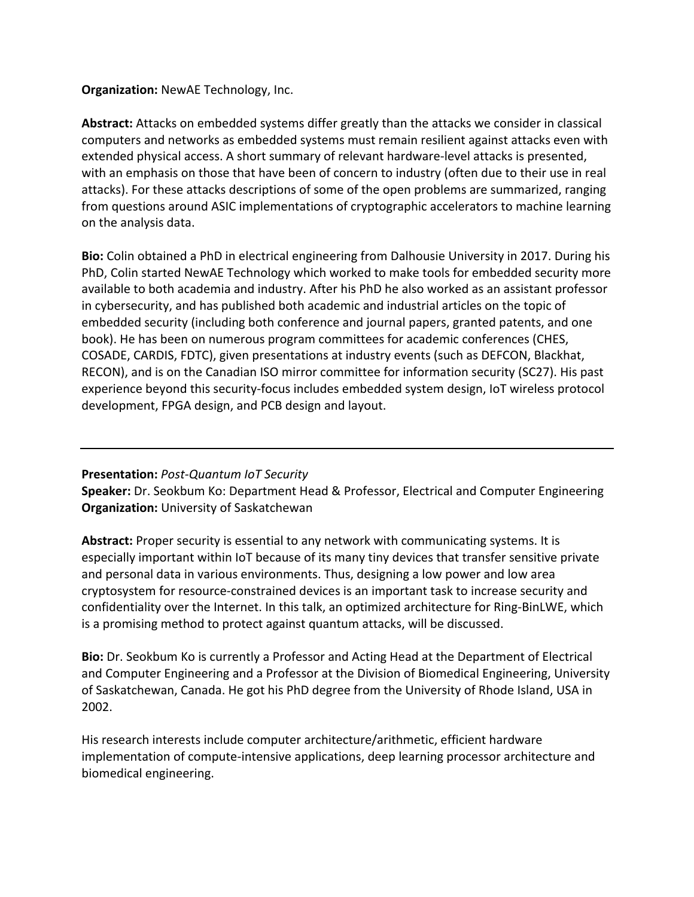**Organization:** NewAE Technology, Inc.

**Abstract:** Attacks on embedded systems differ greatly than the attacks we consider in classical computers and networks as embedded systems must remain resilient against attacks even with extended physical access. A short summary of relevant hardware-level attacks is presented, with an emphasis on those that have been of concern to industry (often due to their use in real attacks). For these attacks descriptions of some of the open problems are summarized, ranging from questions around ASIC implementations of cryptographic accelerators to machine learning on the analysis data.

**Bio:** Colin obtained a PhD in electrical engineering from Dalhousie University in 2017. During his PhD, Colin started NewAE Technology which worked to make tools for embedded security more available to both academia and industry. After his PhD he also worked as an assistant professor in cybersecurity, and has published both academic and industrial articles on the topic of embedded security (including both conference and journal papers, granted patents, and one book). He has been on numerous program committees for academic conferences (CHES, COSADE, CARDIS, FDTC), given presentations at industry events (such as DEFCON, Blackhat, RECON), and is on the Canadian ISO mirror committee for information security (SC27). His past experience beyond this security-focus includes embedded system design, IoT wireless protocol development, FPGA design, and PCB design and layout.

---

**Presentation:** *Post-Quantum IoT Security*
**Speaker:** Dr. Seokbum Ko: Department Head & Professor, Electrical and Computer Engineering
**Organization:** University of Saskatchewan

**Abstract:** Proper security is essential to any network with communicating systems. It is especially important within IoT because of its many tiny devices that transfer sensitive private and personal data in various environments. Thus, designing a low power and low area cryptosystem for resource-constrained devices is an important task to increase security and confidentiality over the Internet. In this talk, an optimized architecture for Ring-BinLWE, which is a promising method to protect against quantum attacks, will be discussed.

**Bio:** Dr. Seokbum Ko is currently a Professor and Acting Head at the Department of Electrical and Computer Engineering and a Professor at the Division of Biomedical Engineering, University of Saskatchewan, Canada. He got his PhD degree from the University of Rhode Island, USA in 2002.

His research interests include computer architecture/arithmetic, efficient hardware implementation of compute-intensive applications, deep learning processor architecture and biomedical engineering.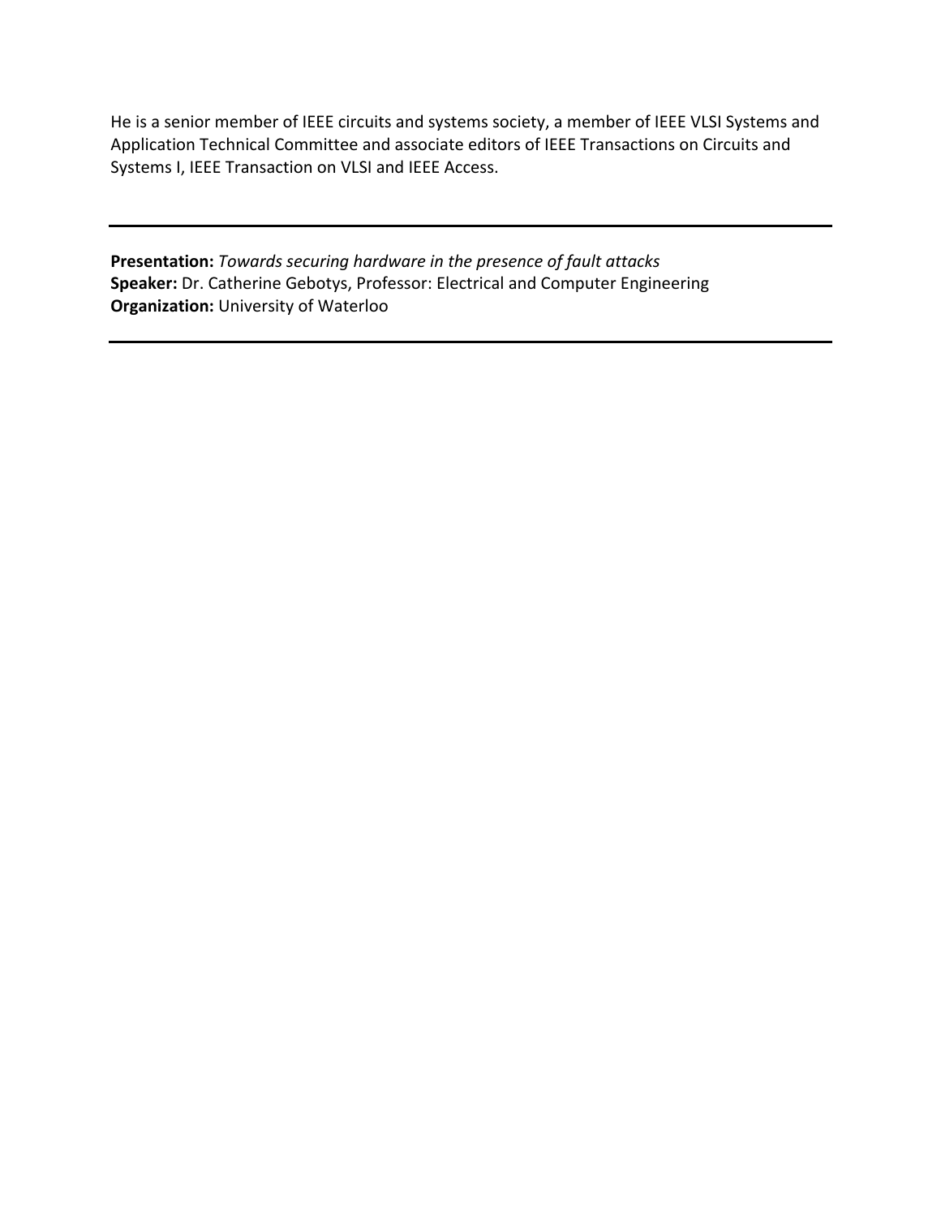He is a senior member of IEEE circuits and systems society, a member of IEEE VLSI Systems and Application Technical Committee and associate editors of IEEE Transactions on Circuits and Systems I, IEEE Transaction on VLSI and IEEE Access.

---

**Presentation:** *Towards securing hardware in the presence of fault attacks*
**Speaker:** Dr. Catherine Gebotys, Professor: Electrical and Computer Engineering
**Organization:** University of Waterloo

---